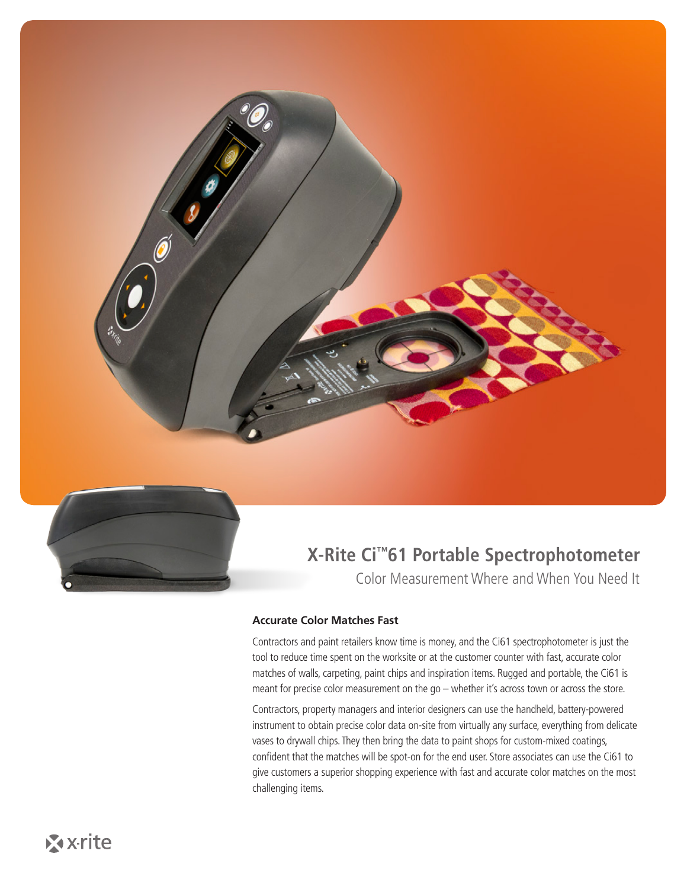# X-Rite Ci™61 Portable Spectrophotometer

Color Measurement Where and When You Need It

### Accurate Color Matches Fast

Contractors and paint retailers know time is money, and the Ci61 spectrophotometer is just the tool to reduce time spent on the worksite or at the customer counter with fast, accurate color matches of walls, carpeting, paint chips and inspiration items. Rugged and portable, the Ci61 is meant for precise color measurement on the go – whether it's across town or across the store.

Contractors, property managers and interior designers can use the handheld, battery-powered instrument to obtain precise color data on-site from virtually any surface, everything from delicate vases to drywall chips. They then bring the data to paint shops for custom-mixed coatings, confident that the matches will be spot-on for the end user. Store associates can use the Ci61 to give customers a superior shopping experience with fast and accurate color matches on the most challenging items.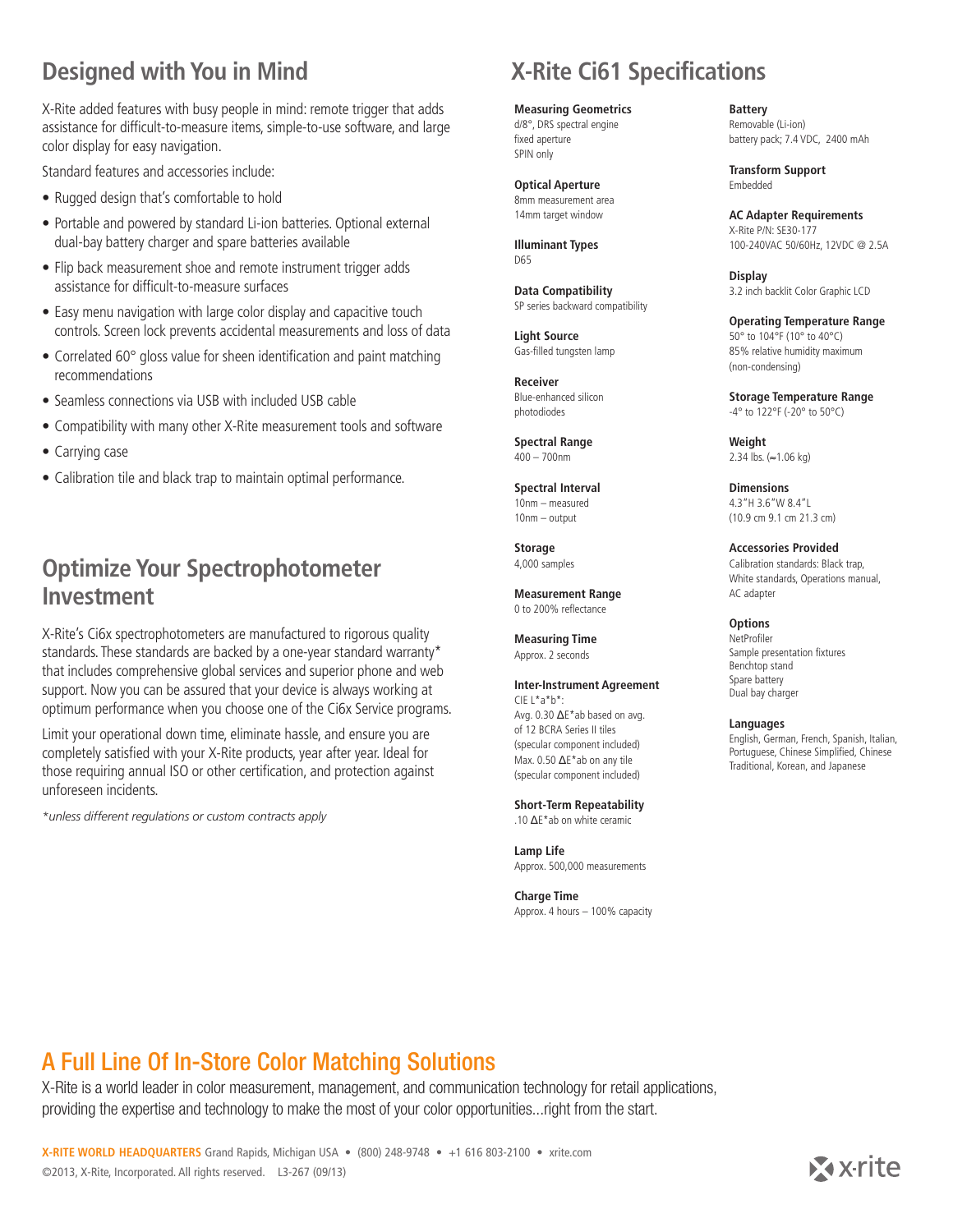## Designed with You in Mind

X-Rite added features with busy people in mind: remote trigger that adds assistance for difficult-to-measure items, simple-to-use software, and large color display for easy navigation.

Standard features and accessories include:

- Rugged design that's comfortable to hold
- Portable and powered by standard Li-ion batteries. Optional external dual-bay battery charger and spare batteries available
- Flip back measurement shoe and remote instrument trigger adds assistance for difficult-to-measure surfaces
- Easy menu navigation with large color display and capacitive touch controls. Screen lock prevents accidental measurements and loss of data
- Correlated 60° gloss value for sheen identification and paint matching recommendations
- Seamless connections via USB with included USB cable
- Compatibility with many other X-Rite measurement tools and software
- Carrying case
- Calibration tile and black trap to maintain optimal performance.

## Optimize Your Spectrophotometer Investment

X-Rite's Ci6x spectrophotometers are manufactured to rigorous quality standards. These standards are backed by a one-year standard warranty* that includes comprehensive global services and superior phone and web support. Now you can be assured that your device is always working at optimum performance when you choose one of the Ci6x Service programs.

Limit your operational down time, eliminate hassle, and ensure you are completely satisfied with your X-Rite products, year after year. Ideal for those requiring annual ISO or other certification, and protection against unforeseen incidents.

*\*unless different regulations or custom contracts apply*

## X-Rite Ci61 Specifications

**Measuring Geometrics**
d/8°, DRS spectral engine
fixed aperture
SPIN only

**Optical Aperture**
8mm measurement area
14mm target window

**Illuminant Types**
D65

**Data Compatibility**
SP series backward compatibility

**Light Source**
Gas-filled tungsten lamp

**Receiver**
Blue-enhanced silicon photodiodes

**Spectral Range**
400 – 700nm

**Spectral Interval**
10nm – measured
10nm – output

**Storage**
4,000 samples

**Measurement Range**
0 to 200% reflectance

**Measuring Time**
Approx. 2 seconds

**Inter-Instrument Agreement**
CIE L\*a\*b\*:
Avg. 0.30 ΔE\*ab based on avg. of 12 BCRA Series II tiles (specular component included)
Max. 0.50 ΔE\*ab on any tile (specular component included)

**Short-Term Repeatability**
.10 ΔE\*ab on white ceramic

**Lamp Life**
Approx. 500,000 measurements

**Charge Time**
Approx. 4 hours – 100% capacity

**Battery**
Removable (Li-ion) battery pack; 7.4 VDC, 2400 mAh

**Transform Support**
Embedded

**AC Adapter Requirements**
X-Rite P/N: SE30-177
100-240VAC 50/60Hz, 12VDC @ 2.5A

**Display**
3.2 inch backlit Color Graphic LCD

**Operating Temperature Range**
50° to 104°F (10° to 40°C)
85% relative humidity maximum (non-condensing)

**Storage Temperature Range**
-4° to 122°F (-20° to 50°C)

**Weight**
2.34 lbs. (≈1.06 kg)

**Dimensions**
4.3"H 3.6"W 8.4"L
(10.9 cm 9.1 cm 21.3 cm)

**Accessories Provided**
Calibration standards: Black trap, White standards, Operations manual, AC adapter

**Options**
NetProfiler
Sample presentation fixtures
Benchtop stand
Spare battery
Dual bay charger

**Languages**
English, German, French, Spanish, Italian, Portuguese, Chinese Simplified, Chinese Traditional, Korean, and Japanese

## A Full Line Of In-Store Color Matching Solutions

X-Rite is a world leader in color measurement, management, and communication technology for retail applications, providing the expertise and technology to make the most of your color opportunities...right from the start.

**X-RITE WORLD HEADQUARTERS** Grand Rapids, Michigan USA • (800) 248-9748 • +1 616 803-2100 • xrite.com
©2013, X-Rite, Incorporated. All rights reserved. L3-267 (09/13)

x-rite